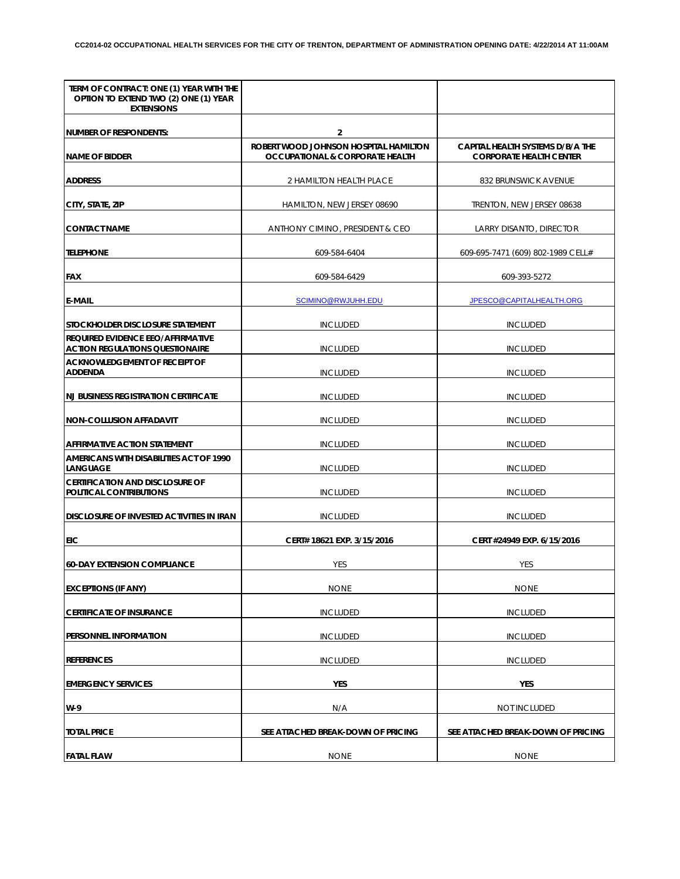**CC2014-02 OCCUPATIONAL HEALTH SERVICES FOR THE CITY OF TRENTON, DEPARTMENT OF ADMINISTRATION OPENING DATE: 4/22/2014 AT 11:00AM**

| TERM OF CONTRACT: ONE (1) YEAR WITH THE OPTION TO EXTEND TWO (2) ONE (1) YEAR EXTENSIONS | | |
|---|---|---|
| NUMBER OF RESPONDENTS: | 2 | |
| NAME OF BIDDER | ROBERT WOOD JOHNSON HOSPITAL HAMILTON OCCUPATIONAL & CORPORATE HEALTH | CAPITAL HEALTH SYSTEMS D/B/A THE CORPORATE HEALTH CENTER |
| ADDRESS | 2 HAMILTON HEALTH PLACE | 832 BRUNSWICK AVENUE |
| CITY, STATE, ZIP | HAMILTON, NEW JERSEY 08690 | TRENTON, NEW JERSEY 08638 |
| CONTACT NAME | ANTHONY CIMINO, PRESIDENT & CEO | LARRY DISANTO, DIRECTOR |
| TELEPHONE | 609-584-6404 | 609-695-7471 (609) 802-1989 CELL# |
| FAX | 609-584-6429 | 609-393-5272 |
| E-MAIL | SCIMINO@RWJUHH.EDU | JPESCO@CAPITALHEALTH.ORG |
| STOCKHOLDER DISCLOSURE STATEMENT | INCLUDED | INCLUDED |
| REQUIRED EVIDENCE EEO/AFFIRMATIVE ACTION REGULATIONS QUESTIONAIRE | INCLUDED | INCLUDED |
| ACKNOWLEDGEMENT OF RECEIPT OF ADDENDA | INCLUDED | INCLUDED |
| NJ BUSINESS REGISTRATION CERTIFICATE | INCLUDED | INCLUDED |
| NON-COLLUSION AFFADAVIT | INCLUDED | INCLUDED |
| AFFIRMATIVE ACTION STATEMENT | INCLUDED | INCLUDED |
| AMERICANS WITH DISABILITIES ACT OF 1990 LANGUAGE | INCLUDED | INCLUDED |
| CERTIFICATION AND DISCLOSURE OF POLITICAL CONTRIBUTIONS | INCLUDED | INCLUDED |
| DISCLOSURE OF INVESTED ACTIVITIES IN IRAN | INCLUDED | INCLUDED |
| EIC | CERT# 18621 EXP. 3/15/2016 | CERT #24949 EXP. 6/15/2016 |
| 60-DAY EXTENSION COMPLIANCE | YES | YES |
| EXCEPTIONS (IF ANY) | NONE | NONE |
| CERTIFICATE OF INSURANCE | INCLUDED | INCLUDED |
| PERSONNEL INFORMATION | INCLUDED | INCLUDED |
| REFERENCES | INCLUDED | INCLUDED |
| EMERGENCY SERVICES | YES | YES |
| W-9 | N/A | NOT INCLUDED |
| TOTAL PRICE | SEE ATTACHED BREAK-DOWN OF PRICING | SEE ATTACHED BREAK-DOWN OF PRICING |
| FATAL FLAW | NONE | NONE |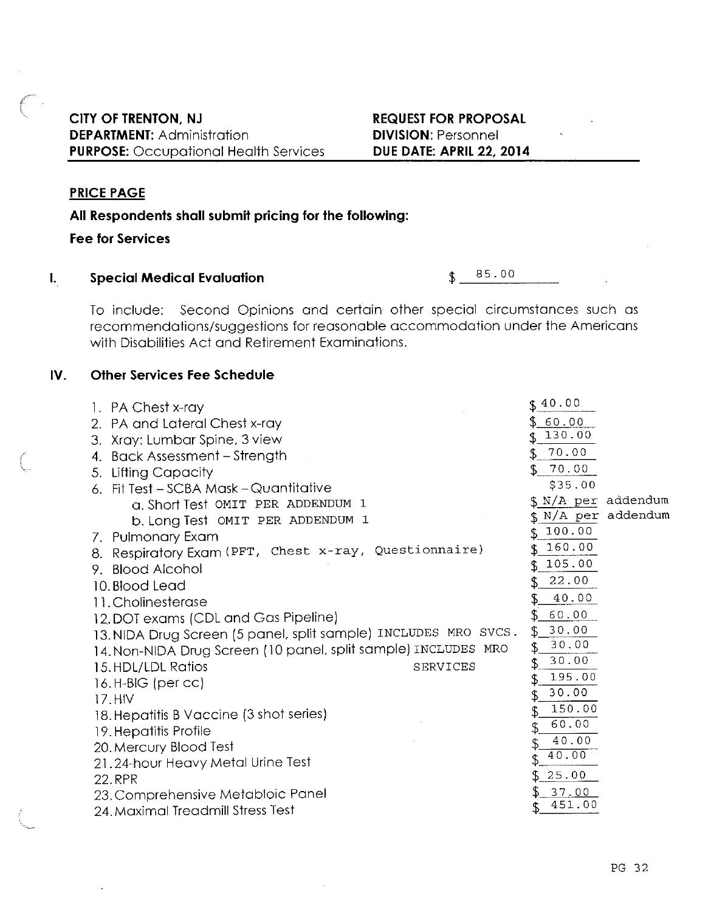| CITY OF TRENTON, NJ | REQUEST FOR PROPOSAL |
|---|---|
| **DEPARTMENT:** Administration | **DIVISION:** Personnel |
| **PURPOSE:** Occupational Health Services | **DUE DATE: APRIL 22, 2014** |

## PRICE PAGE

**All Respondents shall submit pricing for the following:**

**Fee for Services**

### I. Special Medical Evaluation $ 85.00

To include: Second Opinions and certain other special circumstances such as recommendations/suggestions for reasonable accommodation under the Americans with Disabilities Act and Retirement Examinations.

### IV. Other Services Fee Schedule

| Service | Fee |
|---|---|
| 1. PA Chest x-ray | $ 40.00 |
| 2. PA and Lateral Chest x-ray | $ 60.00 |
| 3. Xray: Lumbar Spine, 3 view | $ 130.00 |
| 4. Back Assessment – Strength | $ 70.00 |
| 5. Lifting Capacity | $ 70.00 |
| 6. Fit Test – SCBA Mask – Quantitative | $35.00 |
| a. Short Test OMIT PER ADDENDUM 1 | $ N/A per addendum |
| b. Long Test OMIT PER ADDENDUM 1 | $ N/A per addendum |
| 7. Pulmonary Exam | $ 100.00 |
| 8. Respiratory Exam (PFT, Chest x-ray, Questionnaire) | $ 160.00 |
| 9. Blood Alcohol | $ 105.00 |
| 10. Blood Lead | $ 22.00 |
| 11. Cholinesterase | $ 40.00 |
| 12. DOT exams (CDL and Gas Pipeline) | $ 60.00 |
| 13. NIDA Drug Screen (5 panel, split sample) INCLUDES MRO SVCS. | $ 30.00 |
| 14. Non-NIDA Drug Screen (10 panel, split sample) INCLUDES MRO SERVICES | $ 30.00 |
| 15. HDL/LDL Ratios | $ 30.00 |
| 16. H-BIG (per cc) | $ 195.00 |
| 17. HIV | $ 30.00 |
| 18. Hepatitis B Vaccine (3 shot series) | $ 150.00 |
| 19. Hepatitis Profile | $ 60.00 |
| 20. Mercury Blood Test | $ 40.00 |
| 21. 24-hour Heavy Metal Urine Test | $ 40.00 |
| 22. RPR | $ 25.00 |
| 23. Comprehensive Metabloic Panel | $ 37.00 |
| 24. Maximal Treadmill Stress Test | $ 451.00 |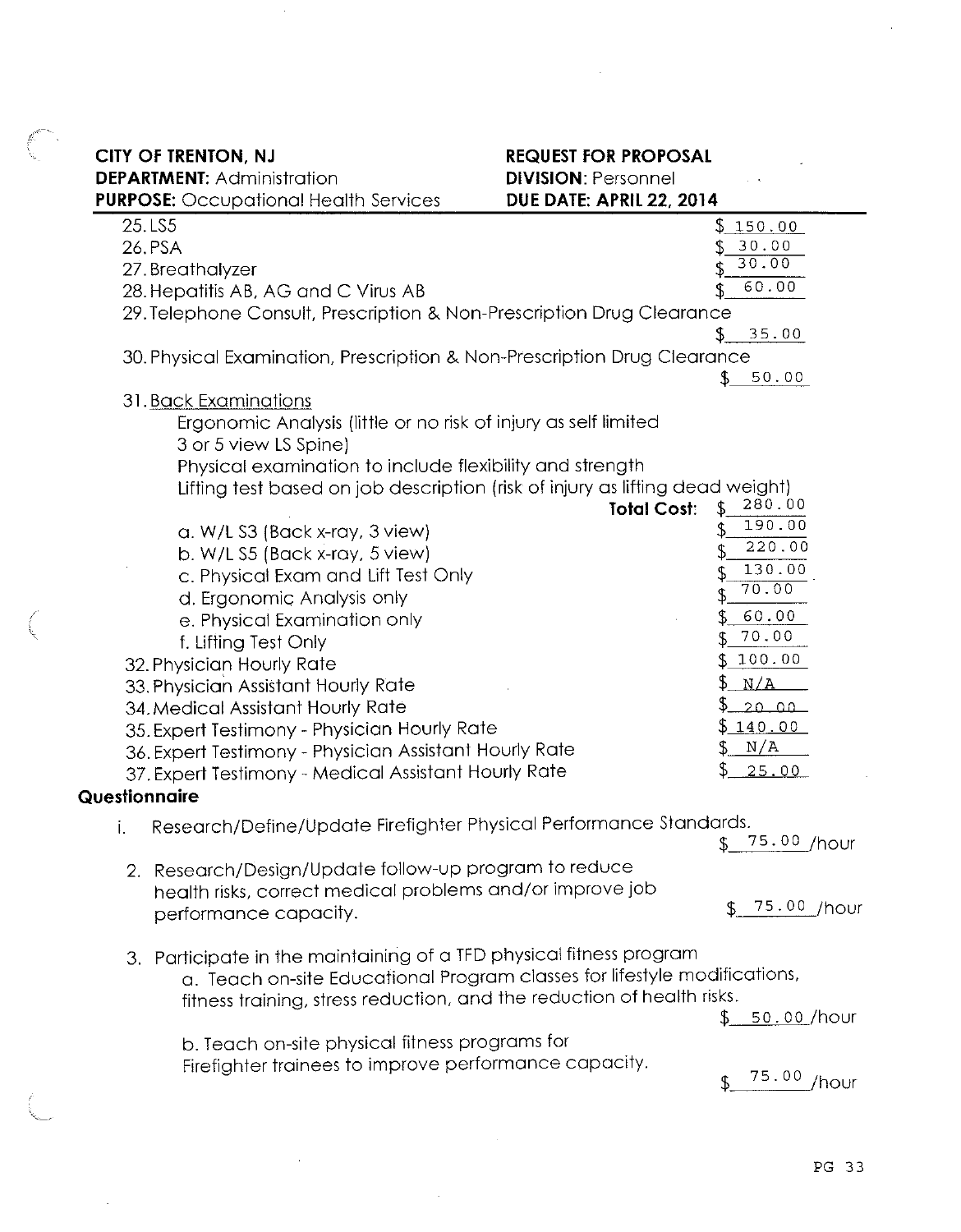**CITY OF TRENTON, NJ** — **REQUEST FOR PROPOSAL**
**DEPARTMENT:** Administration — **DIVISION:** Personnel
**PURPOSE:** Occupational Health Services — **DUE DATE: APRIL 22, 2014**

25. LS5 $ 150.00
26. PSA $ 30.00
27. Breathalyzer $ 30.00
28. Hepatitis AB, AG and C Virus AB $ 60.00
29. Telephone Consult, Prescription & Non-Prescription Drug Clearance $ 35.00
30. Physical Examination, Prescription & Non-Prescription Drug Clearance $ 50.00
31. Back Examinations
    Ergonomic Analysis (little or no risk of injury as self limited 3 or 5 view LS Spine)
    Physical examination to include flexibility and strength
    Lifting test based on job description (risk of injury as lifting dead weight)
    **Total Cost:** $ 280.00
    a. W/L S3 (Back x-ray, 3 view) $ 190.00
    b. W/L S5 (Back x-ray, 5 view) $ 220.00
    c. Physical Exam and Lift Test Only $ 130.00
    d. Ergonomic Analysis only $ 70.00
    e. Physical Examination only $ 60.00
    f. Lifting Test Only $ 70.00
32. Physician Hourly Rate $ 100.00
33. Physician Assistant Hourly Rate $ N/A
34. Medical Assistant Hourly Rate $ 20.00
35. Expert Testimony - Physician Hourly Rate $ 140.00
36. Expert Testimony - Physician Assistant Hourly Rate $ N/A
37. Expert Testimony - Medical Assistant Hourly Rate $ 25.00

**Questionnaire**

i. Research/Define/Update Firefighter Physical Performance Standards. $ 75.00 /hour

2. Research/Design/Update follow-up program to reduce health risks, correct medical problems and/or improve job performance capacity. $ 75.00 /hour

3. Participate in the maintaining of a TFD physical fitness program
   a. Teach on-site Educational Program classes for lifestyle modifications, fitness training, stress reduction, and the reduction of health risks. $ 50.00 /hour

   b. Teach on-site physical fitness programs for Firefighter trainees to improve performance capacity. $ 75.00 /hour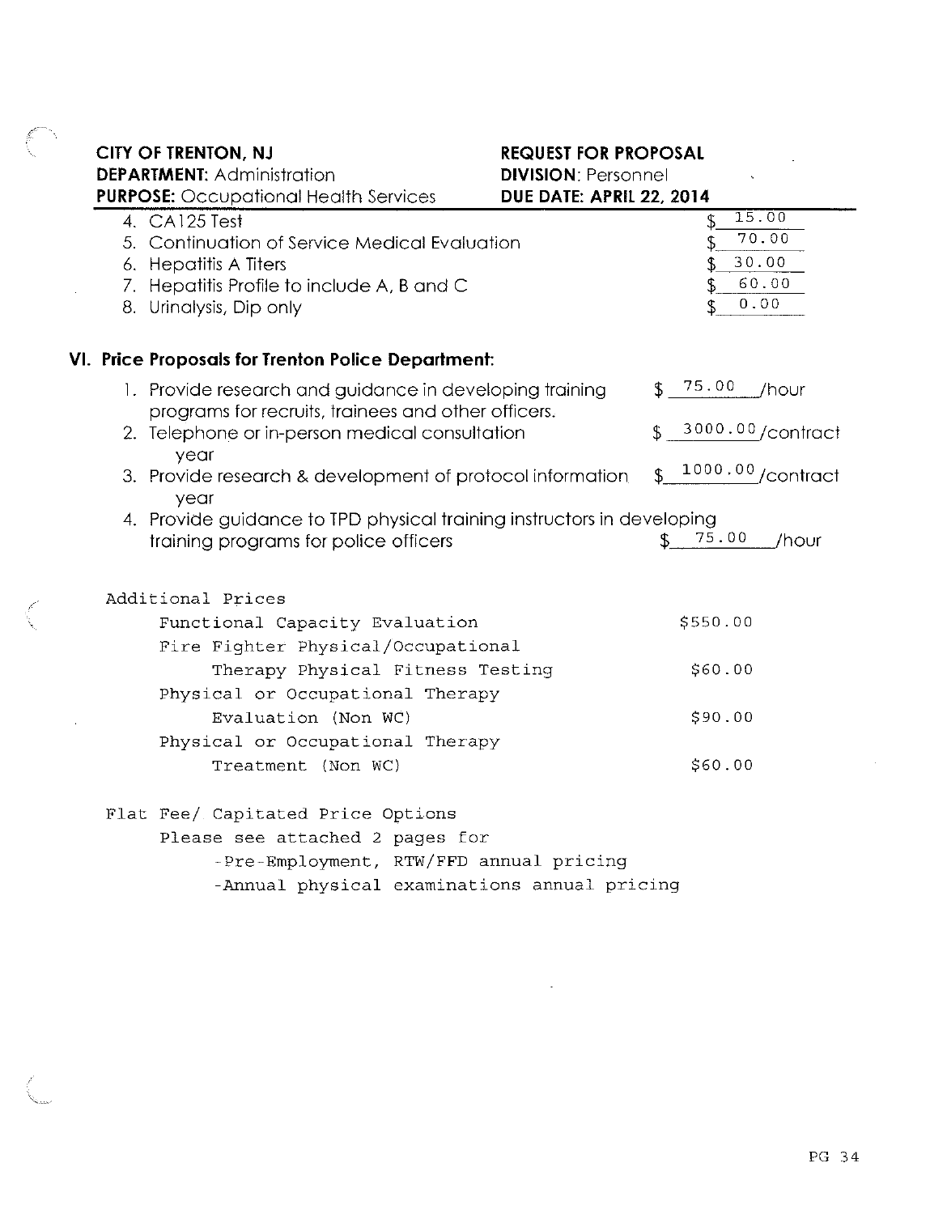CITY OF TRENTON, NJ
**DEPARTMENT:** Administration
**PURPOSE:** Occupational Health Services

**REQUEST FOR PROPOSAL**
**DIVISION:** Personnel
**DUE DATE: APRIL 22, 2014**

4. CA125 Test $ 15.00
5. Continuation of Service Medical Evaluation $ 70.00
6. Hepatitis A Titers $ 30.00
7. Hepatitis Profile to include A, B and C $ 60.00
8. Urinalysis, Dip only $ 0.00

## VI. Price Proposals for Trenton Police Department:

1. Provide research and guidance in developing training programs for recruits, trainees and other officers. $ 75.00 /hour
2. Telephone or in-person medical consultation $ 3000.00 /contract year
3. Provide research & development of protocol information $ 1000.00 /contract year
4. Provide guidance to TPD physical training instructors in developing training programs for police officers $ 75.00 /hour

Additional Prices

| | |
|---|---|
| Functional Capacity Evaluation | $550.00 |
| Fire Fighter Physical/Occupational Therapy Physical Fitness Testing | $60.00 |
| Physical or Occupational Therapy Evaluation (Non WC) | $90.00 |
| Physical or Occupational Therapy Treatment (Non WC) | $60.00 |

Flat Fee/ Capitated Price Options
Please see attached 2 pages for
- Pre-Employment, RTW/FFD annual pricing
- Annual physical examinations annual pricing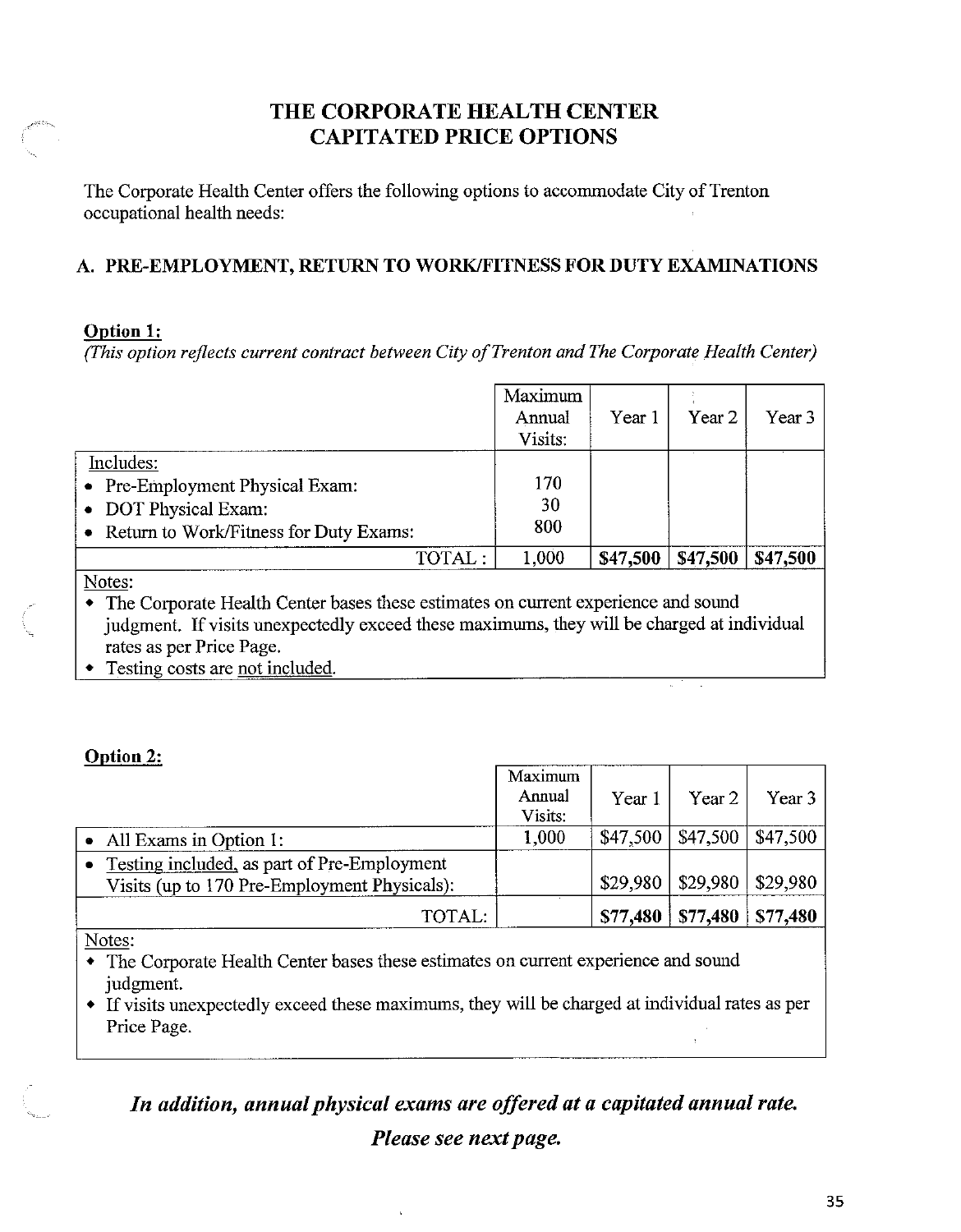# THE CORPORATE HEALTH CENTER
# CAPITATED PRICE OPTIONS

The Corporate Health Center offers the following options to accommodate City of Trenton occupational health needs:

## A. PRE-EMPLOYMENT, RETURN TO WORK/FITNESS FOR DUTY EXAMINATIONS

### Option 1:

*(This option reflects current contract between City of Trenton and The Corporate Health Center)*

| | Maximum Annual Visits: | Year 1 | Year 2 | Year 3 |
|---|---|---|---|---|
| Includes: | | | | |
| • Pre-Employment Physical Exam: | 170 | | | |
| • DOT Physical Exam: | 30 | | | |
| • Return to Work/Fitness for Duty Exams: | 800 | | | |
| TOTAL : | 1,000 | **$47,500** | **$47,500** | **$47,500** |

Notes:
- The Corporate Health Center bases these estimates on current experience and sound judgment. If visits unexpectedly exceed these maximums, they will be charged at individual rates as per Price Page.
- Testing costs are not included.

### Option 2:

| | Maximum Annual Visits: | Year 1 | Year 2 | Year 3 |
|---|---|---|---|---|
| • All Exams in Option 1: | 1,000 | $47,500 | $47,500 | $47,500 |
| • Testing included, as part of Pre-Employment Visits (up to 170 Pre-Employment Physicals): | | $29,980 | $29,980 | $29,980 |
| TOTAL: | | **$77,480** | **$77,480** | **$77,480** |

Notes:
- The Corporate Health Center bases these estimates on current experience and sound judgment.
- If visits unexpectedly exceed these maximums, they will be charged at individual rates as per Price Page.

***In addition, annual physical exams are offered at a capitated annual rate.***

***Please see next page.***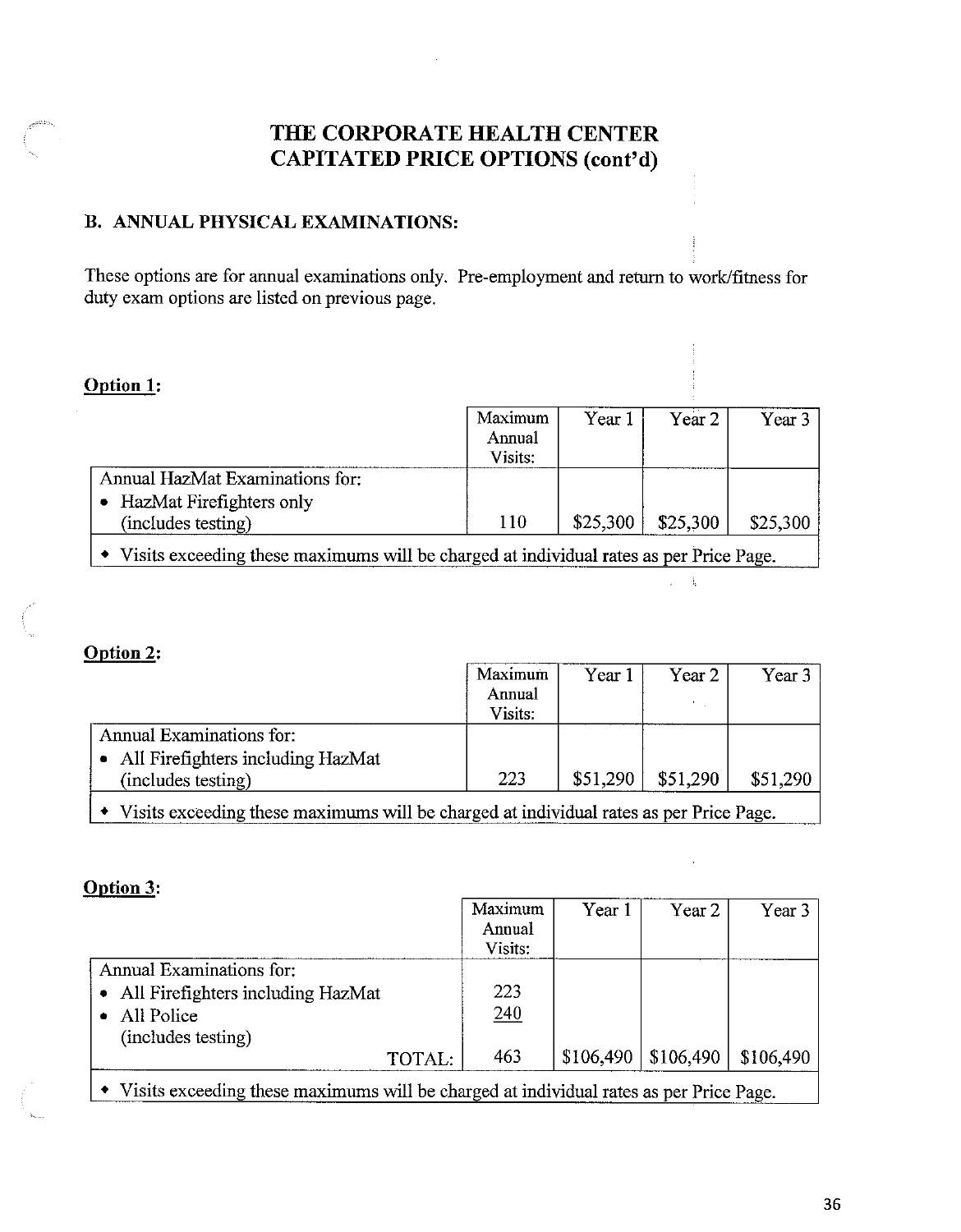# THE CORPORATE HEALTH CENTER
# CAPITATED PRICE OPTIONS (cont'd)

## B. ANNUAL PHYSICAL EXAMINATIONS:

These options are for annual examinations only. Pre-employment and return to work/fitness for duty exam options are listed on previous page.

**Option 1:**

| | Maximum Annual Visits: | Year 1 | Year 2 | Year 3 |
|---|---|---|---|---|
| Annual HazMat Examinations for:<br>• HazMat Firefighters only (includes testing) | 110 | $25,300 | $25,300 | $25,300 |
| • Visits exceeding these maximums will be charged at individual rates as per Price Page. | | | | |

**Option 2:**

| | Maximum Annual Visits: | Year 1 | Year 2 | Year 3 |
|---|---|---|---|---|
| Annual Examinations for:<br>• All Firefighters including HazMat (includes testing) | 223 | $51,290 | $51,290 | $51,290 |
| • Visits exceeding these maximums will be charged at individual rates as per Price Page. | | | | |

**Option 3:**

| | Maximum Annual Visits: | Year 1 | Year 2 | Year 3 |
|---|---|---|---|---|
| Annual Examinations for: | | | | |
| • All Firefighters including HazMat | 223 | | | |
| • All Police (includes testing) | 240 | | | |
| TOTAL: | 463 | $106,490 | $106,490 | $106,490 |
| • Visits exceeding these maximums will be charged at individual rates as per Price Page. | | | | |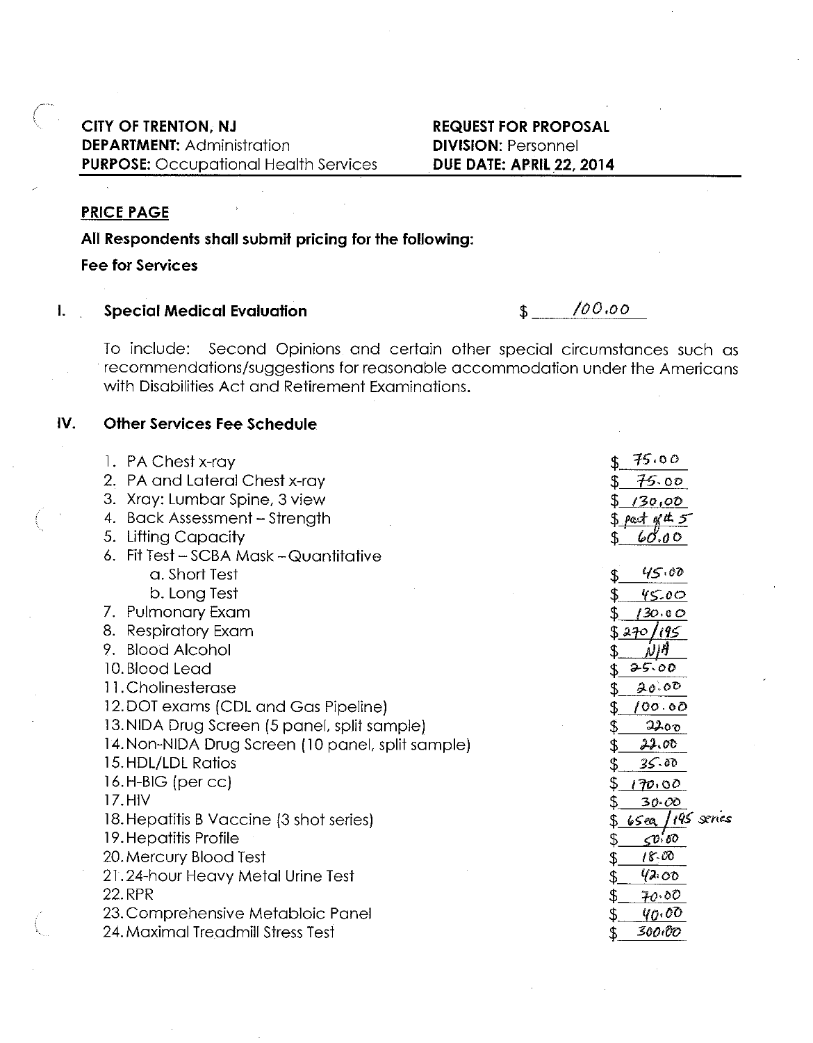**CITY OF TRENTON, NJ**
**DEPARTMENT:** Administration
**PURPOSE:** Occupational Health Services

**REQUEST FOR PROPOSAL**
**DIVISION:** Personnel
**DUE DATE: APRIL 22, 2014**

## PRICE PAGE

**All Respondents shall submit pricing for the following:**

**Fee for Services**

### I. Special Medical Evaluation — $ 100.00

To include: Second Opinions and certain other special circumstances such as recommendations/suggestions for reasonable accommodation under the Americans with Disabilities Act and Retirement Examinations.

### IV. Other Services Fee Schedule

| Service | Fee |
|---|---|
| 1. PA Chest x-ray | $ 75.00 |
| 2. PA and Lateral Chest x-ray | $ 75.00 |
| 3. Xray: Lumbar Spine, 3 view | $ 130.00 |
| 4. Back Assessment – Strength | $ part of #5 |
| 5. Lifting Capacity | $ 60.00 |
| 6. Fit Test – SCBA Mask – Quantitative | |
| a. Short Test | $ 45.00 |
| b. Long Test | $ 45.00 |
| 7. Pulmonary Exam | $ 130.00 |
| 8. Respiratory Exam | $ 270/195 |
| 9. Blood Alcohol | $ N/A |
| 10. Blood Lead | $ 25.00 |
| 11. Cholinesterase | $ 20.00 |
| 12. DOT exams (CDL and Gas Pipeline) | $ 100.00 |
| 13. NIDA Drug Screen (5 panel, split sample) | $ 22.00 |
| 14. Non-NIDA Drug Screen (10 panel, split sample) | $ 22.00 |
| 15. HDL/LDL Ratios | $ 35.00 |
| 16. H-BIG (per cc) | $ 170.00 |
| 17. HIV | $ 30.00 |
| 18. Hepatitis B Vaccine (3 shot series) | $ 65 ea / 195 series |
| 19. Hepatitis Profile | $ 50.00 |
| 20. Mercury Blood Test | $ 18.00 |
| 21. 24-hour Heavy Metal Urine Test | $ 42.00 |
| 22. RPR | $ 70.00 |
| 23. Comprehensive Metabloic Panel | $ 40.00 |
| 24. Maximal Treadmill Stress Test | $ 300.00 |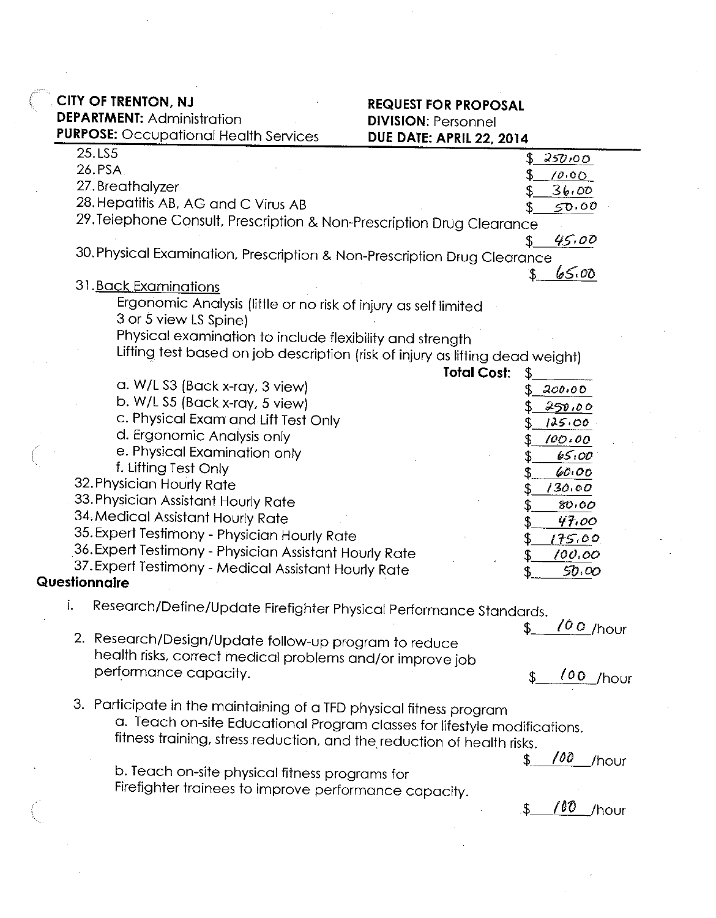**CITY OF TRENTON, NJ** | **REQUEST FOR PROPOSAL**
**DEPARTMENT:** Administration | **DIVISION:** Personnel
**PURPOSE:** Occupational Health Services | **DUE DATE: APRIL 22, 2014**

25. LS5 $ 250.00
26. PSA $ 10.00
27. Breathalyzer $ 36.00
28. Hepatitis AB, AG and C Virus AB $ 50.00
29. Telephone Consult, Prescription & Non-Prescription Drug Clearance $ 45.00
30. Physical Examination, Prescription & Non-Prescription Drug Clearance $ 65.00
31. Back Examinations
    Ergonomic Analysis (little or no risk of injury as self limited 3 or 5 view LS Spine)
    Physical examination to include flexibility and strength
    Lifting test based on job description (risk of injury as lifting dead weight)
    **Total Cost:** $\_\_\_\_\_\_
    a. W/L S3 (Back x-ray, 3 view) $ 200.00
    b. W/L S5 (Back x-ray, 5 view) $ 250.00
    c. Physical Exam and Lift Test Only $ 125.00
    d. Ergonomic Analysis only $ 100.00
    e. Physical Examination only $ 65.00
    f. Lifting Test Only $ 60.00
32. Physician Hourly Rate $ 130.00
33. Physician Assistant Hourly Rate $ 80.00
34. Medical Assistant Hourly Rate $ 47.00
35. Expert Testimony - Physician Hourly Rate $ 175.00
36. Expert Testimony - Physician Assistant Hourly Rate $ 100.00
37. Expert Testimony - Medical Assistant Hourly Rate $ 50.00

**Questionnaire**

i. Research/Define/Update Firefighter Physical Performance Standards. $ 100 /hour

2. Research/Design/Update follow-up program to reduce health risks, correct medical problems and/or improve job performance capacity. $ 100 /hour

3. Participate in the maintaining of a TFD physical fitness program
   a. Teach on-site Educational Program classes for lifestyle modifications, fitness training, stress reduction, and the reduction of health risks. $ 100 /hour
   b. Teach on-site physical fitness programs for Firefighter trainees to improve performance capacity. $ 100 /hour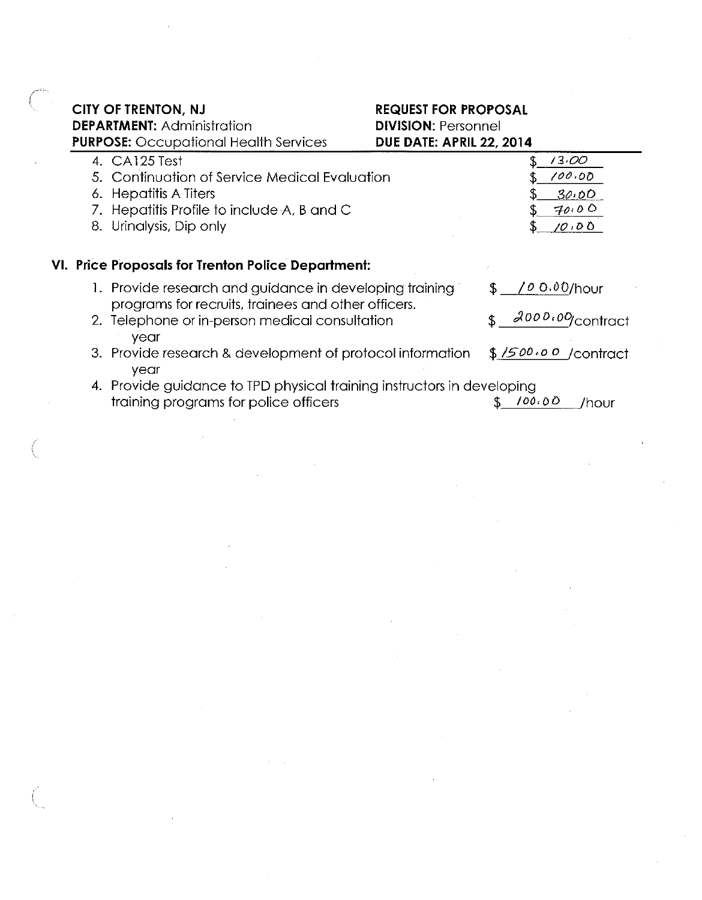**CITY OF TRENTON, NJ**
**DEPARTMENT:** Administration
**PURPOSE:** Occupational Health Services

**REQUEST FOR PROPOSAL**
**DIVISION:** Personnel
**DUE DATE: APRIL 22, 2014**

4. CA125 Test $ 13.00
5. Continuation of Service Medical Evaluation $ 100.00
6. Hepatitis A Titers $ 30.00
7. Hepatitis Profile to include A, B and C $ 70.00
8. Urinalysis, Dip only $ 10.00

## VI. Price Proposals for Trenton Police Department:

1. Provide research and guidance in developing training programs for recruits, trainees and other officers. $ 100.00/hour
2. Telephone or in-person medical consultation $ 2000.00/contract year
3. Provide research & development of protocol information $ 1500.00 /contract year
4. Provide guidance to TPD physical training instructors in developing training programs for police officers $ 100.00 /hour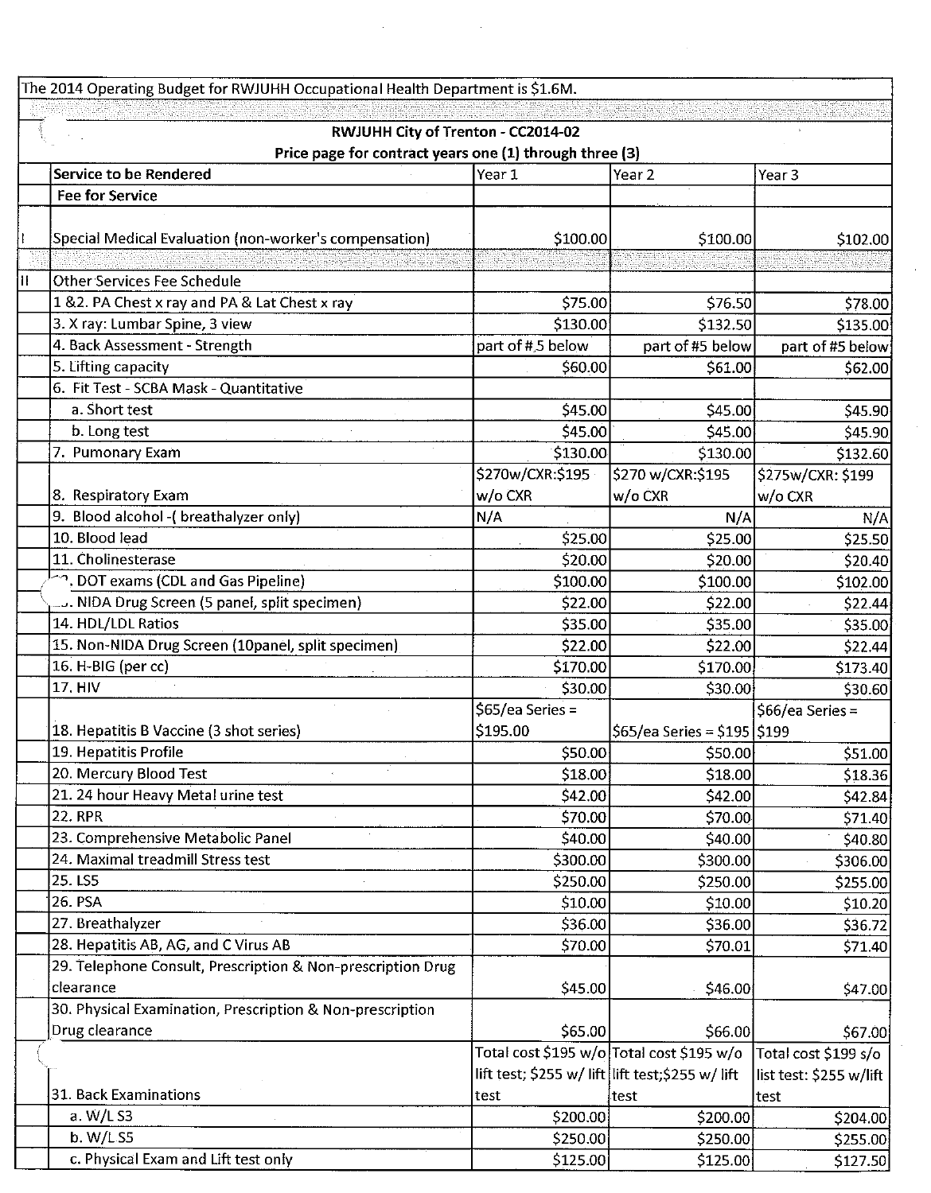The 2014 Operating Budget for RWJUHH Occupational Health Department is $1.6M.

| | **RWJUHH City of Trenton - CC2014-02**<br>**Price page for contract years one (1) through three (3)** | | | |
|---|---|---|---|---|
| | **Service to be Rendered** | Year 1 | Year 2 | Year 3 |
| | **Fee for Service** | | | |
| I | Special Medical Evaluation (non-worker's compensation) | $100.00 | $100.00 | $102.00 |
| | | | | |
| II | Other Services Fee Schedule | | | |
| | 1 &2. PA Chest x ray and PA & Lat Chest x ray | $75.00 | $76.50 | $78.00 |
| | 3. X ray: Lumbar Spine, 3 view | $130.00 | $132.50 | $135.00 |
| | 4. Back Assessment - Strength | part of #.5 below | part of #5 below | part of #5 below |
| | 5. Lifting capacity | $60.00 | $61.00 | $62.00 |
| | 6. Fit Test - SCBA Mask - Quantitative | | | |
| | a. Short test | $45.00 | $45.00 | $45.90 |
| | b. Long test | $45.00 | $45.00 | $45.90 |
| | 7. Pumonary Exam | $130.00 | $130.00 | $132.60 |
| | 8. Respiratory Exam | $270w/CXR:$195 w/o CXR | $270 w/CXR:$195 w/o CXR | $275w/CXR: $199 w/o CXR |
| | 9. Blood alcohol -( breathalyzer only) | N/A | N/A | N/A |
| | 10. Blood lead | $25.00 | $25.00 | $25.50 |
| | 11. Cholinesterase | $20.00 | $20.00 | $20.40 |
| | 12. DOT exams (CDL and Gas Pipeline) | $100.00 | $100.00 | $102.00 |
| | 13. NIDA Drug Screen (5 panel, split specimen) | $22.00 | $22.00 | $22.44 |
| | 14. HDL/LDL Ratios | $35.00 | $35.00 | $35.00 |
| | 15. Non-NIDA Drug Screen (10panel, split specimen) | $22.00 | $22.00 | $22.44 |
| | 16. H-BIG (per cc) | $170.00 | $170.00 | $173.40 |
| | 17. HIV | $30.00 | $30.00 | $30.60 |
| | 18. Hepatitis B Vaccine (3 shot series) | $65/ea Series = $195.00 | $65/ea Series = $195 | $66/ea Series = $199 |
| | 19. Hepatitis Profile | $50.00 | $50.00 | $51.00 |
| | 20. Mercury Blood Test | $18.00 | $18.00 | $18.36 |
| | 21. 24 hour Heavy Metal urine test | $42.00 | $42.00 | $42.84 |
| | 22. RPR | $70.00 | $70.00 | $71.40 |
| | 23. Comprehensive Metabolic Panel | $40.00 | $40.00 | $40.80 |
| | 24. Maximal treadmill Stress test | $300.00 | $300.00 | $306.00 |
| | 25. LS5 | $250.00 | $250.00 | $255.00 |
| | 26. PSA | $10.00 | $10.00 | $10.20 |
| | 27. Breathalyzer | $36.00 | $36.00 | $36.72 |
| | 28. Hepatitis AB, AG, and C Virus AB | $70.00 | $70.01 | $71.40 |
| | 29. Telephone Consult, Prescription & Non-prescription Drug clearance | $45.00 | $46.00 | $47.00 |
| | 30. Physical Examination, Prescription & Non-prescription Drug clearance | $65.00 | $66.00 | $67.00 |
| | 31. Back Examinations | Total cost $195 w/o lift test; $255 w/ lift test | Total cost $195 w/o lift test;$255 w/ lift test | Total cost $199 s/o list test: $255 w/lift test |
| | a. W/L S3 | $200.00 | $200.00 | $204.00 |
| | b. W/L S5 | $250.00 | $250.00 | $255.00 |
| | c. Physical Exam and Lift test only | $125.00 | $125.00 | $127.50 |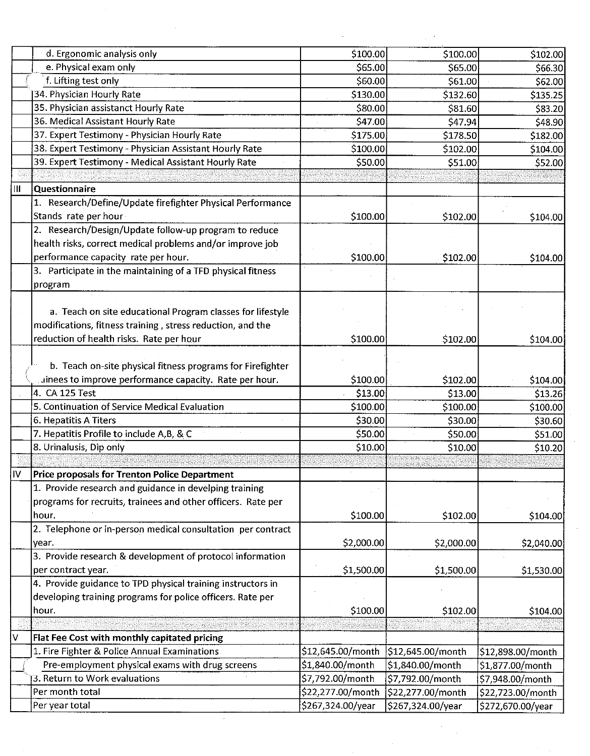| | | | | |
|---|---|---|---|---|
| | d. Ergonomic analysis only | $100.00 | $100.00 | $102.00 |
| | e. Physical exam only | $65.00 | $65.00 | $66.30 |
| | f. Lifting test only | $60.00 | $61.00 | $62.00 |
| | 34. Physician Hourly Rate | $130.00 | $132.60 | $135.25 |
| | 35. Physician assistanct Hourly Rate | $80.00 | $81.60 | $83.20 |
| | 36. Medical Assistant Hourly Rate | $47.00 | $47.94 | $48.90 |
| | 37. Expert Testimony - Physician Hourly Rate | $175.00 | $178.50 | $182.00 |
| | 38. Expert Testimony - Physician Assistant Hourly Rate | $100.00 | $102.00 | $104.00 |
| | 39. Expert Testimony - Medical Assistant Hourly Rate | $50.00 | $51.00 | $52.00 |
| | | | | |
| III | **Questionnaire** | | | |
| | 1. Research/Define/Update firefighter Physical Performance Stands rate per hour | $100.00 | $102.00 | $104.00 |
| | 2. Research/Design/Update follow-up program to reduce health risks, correct medical problems and/or improve job performance capacity rate per hour. | $100.00 | $102.00 | $104.00 |
| | 3. Participate in the maintaining of a TFD physical fitness program | | | |
| | a. Teach on site educational Program classes for lifestyle modifications, fitness training , stress reduction, and the reduction of health risks. Rate per hour | $100.00 | $102.00 | $104.00 |
| | b. Teach on-site physical fitness programs for Firefighter ainees to improve performance capacity. Rate per hour. | $100.00 | $102.00 | $104.00 |
| | 4. CA 125 Test | $13.00 | $13.00 | $13.26 |
| | 5. Continuation of Service Medical Evaluation | $100.00 | $100.00 | $100.00 |
| | 6. Hepatitis A Titers | $30.00 | $30.00 | $30.60 |
| | 7. Hepatitis Profile to include A,B, & C | $50.00 | $50.00 | $51.00 |
| | 8. Urinalusis, Dip only | $10.00 | $10.00 | $10.20 |
| | | | | |
| IV | **Price proposals for Trenton Police Department** | | | |
| | 1. Provide research and guidance in develping training programs for recruits, trainees and other officers. Rate per hour. | $100.00 | $102.00 | $104.00 |
| | 2. Telephone or in-person medical consultation per contract year. | $2,000.00 | $2,000.00 | $2,040.00 |
| | 3. Provide research & development of protocol information per contract year. | $1,500.00 | $1,500.00 | $1,530.00 |
| | 4. Provide guidance to TPD physical training instructors in developing training programs for police officers. Rate per hour. | $100.00 | $102.00 | $104.00 |
| | | | | |
| V | **Flat Fee Cost with monthly capitated pricing** | | | |
| | 1. Fire Fighter & Police Annual Examinations | $12,645.00/month | $12,645.00/month | $12,898.00/month |
| | Pre-employment physical exams with drug screens | $1,840.00/month | $1,840.00/month | $1,877.00/month |
| | 3. Return to Work evaluations | $7,792.00/month | $7,792.00/month | $7,948.00/month |
| | Per month total | $22,277.00/month | $22,277.00/month | $22,723.00/month |
| | Per year total | $267,324.00/year | $267,324.00/year | $272,670.00/year |